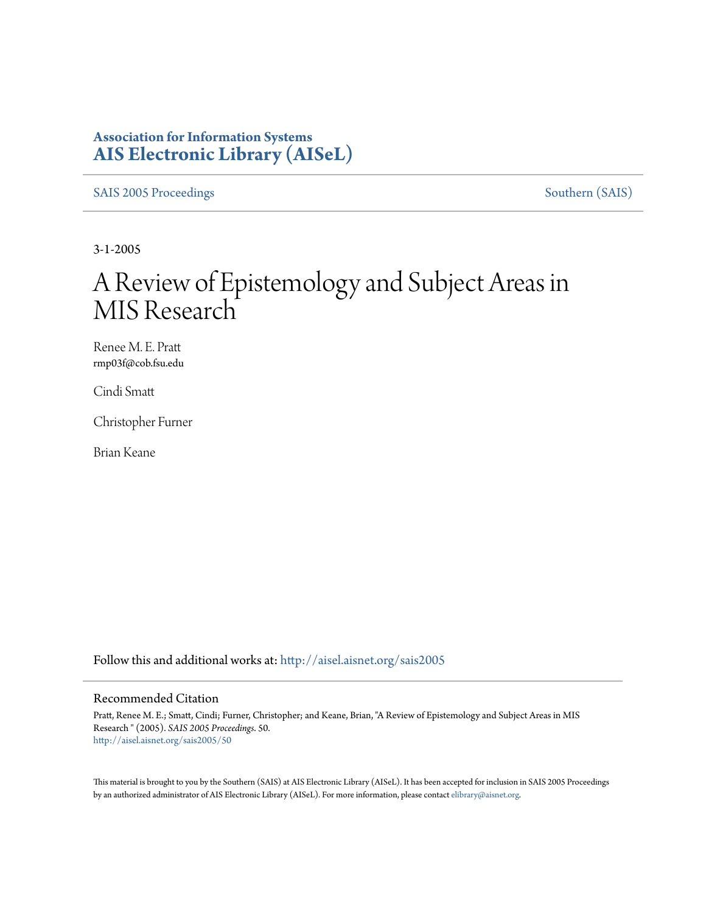**Association for Information Systems**
**AIS Electronic Library (AISeL)**

SAIS 2005 Proceedings | Southern (SAIS)

3-1-2005

# A Review of Epistemology and Subject Areas in MIS Research

Renee M. E. Pratt
rmp03f@cob.fsu.edu

Cindi Smatt

Christopher Furner

Brian Keane

Follow this and additional works at: http://aisel.aisnet.org/sais2005

## Recommended Citation

Pratt, Renee M. E.; Smatt, Cindi; Furner, Christopher; and Keane, Brian, "A Review of Epistemology and Subject Areas in MIS Research " (2005). *SAIS 2005 Proceedings*. 50.
http://aisel.aisnet.org/sais2005/50

This material is brought to you by the Southern (SAIS) at AIS Electronic Library (AISeL). It has been accepted for inclusion in SAIS 2005 Proceedings by an authorized administrator of AIS Electronic Library (AISeL). For more information, please contact elibrary@aisnet.org.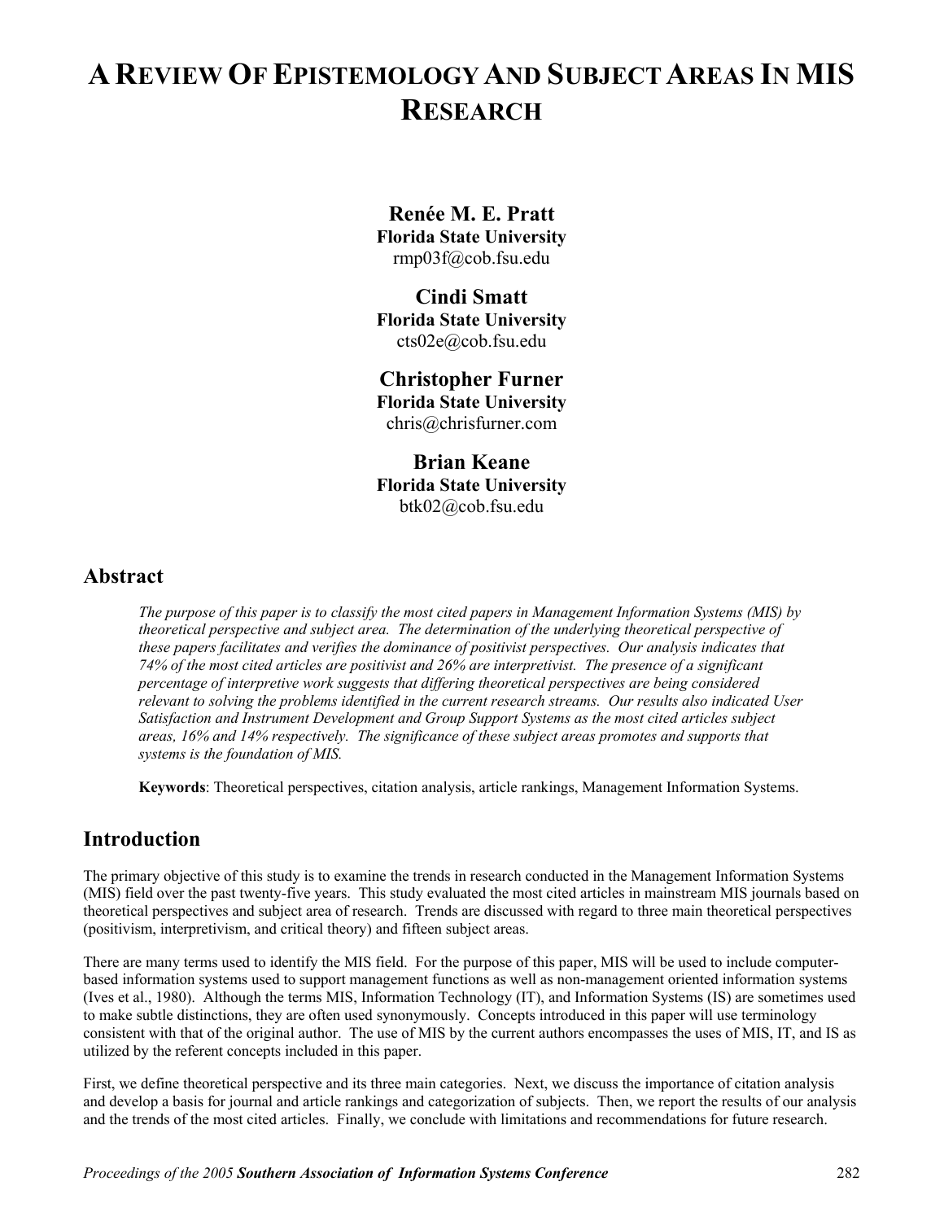# A Review Of Epistemology And Subject Areas In MIS Research

**Renée M. E. Pratt**
**Florida State University**
rmp03f@cob.fsu.edu

**Cindi Smatt**
**Florida State University**
cts02e@cob.fsu.edu

**Christopher Furner**
**Florida State University**
chris@chrisfurner.com

**Brian Keane**
**Florida State University**
btk02@cob.fsu.edu

## Abstract

*The purpose of this paper is to classify the most cited papers in Management Information Systems (MIS) by theoretical perspective and subject area. The determination of the underlying theoretical perspective of these papers facilitates and verifies the dominance of positivist perspectives. Our analysis indicates that 74% of the most cited articles are positivist and 26% are interpretivist. The presence of a significant percentage of interpretive work suggests that differing theoretical perspectives are being considered relevant to solving the problems identified in the current research streams. Our results also indicated User Satisfaction and Instrument Development and Group Support Systems as the most cited articles subject areas, 16% and 14% respectively. The significance of these subject areas promotes and supports that systems is the foundation of MIS.*

**Keywords**: Theoretical perspectives, citation analysis, article rankings, Management Information Systems.

## Introduction

The primary objective of this study is to examine the trends in research conducted in the Management Information Systems (MIS) field over the past twenty-five years. This study evaluated the most cited articles in mainstream MIS journals based on theoretical perspectives and subject area of research. Trends are discussed with regard to three main theoretical perspectives (positivism, interpretivism, and critical theory) and fifteen subject areas.

There are many terms used to identify the MIS field. For the purpose of this paper, MIS will be used to include computer-based information systems used to support management functions as well as non-management oriented information systems (Ives et al., 1980). Although the terms MIS, Information Technology (IT), and Information Systems (IS) are sometimes used to make subtle distinctions, they are often used synonymously. Concepts introduced in this paper will use terminology consistent with that of the original author. The use of MIS by the current authors encompasses the uses of MIS, IT, and IS as utilized by the referent concepts included in this paper.

First, we define theoretical perspective and its three main categories. Next, we discuss the importance of citation analysis and develop a basis for journal and article rankings and categorization of subjects. Then, we report the results of our analysis and the trends of the most cited articles. Finally, we conclude with limitations and recommendations for future research.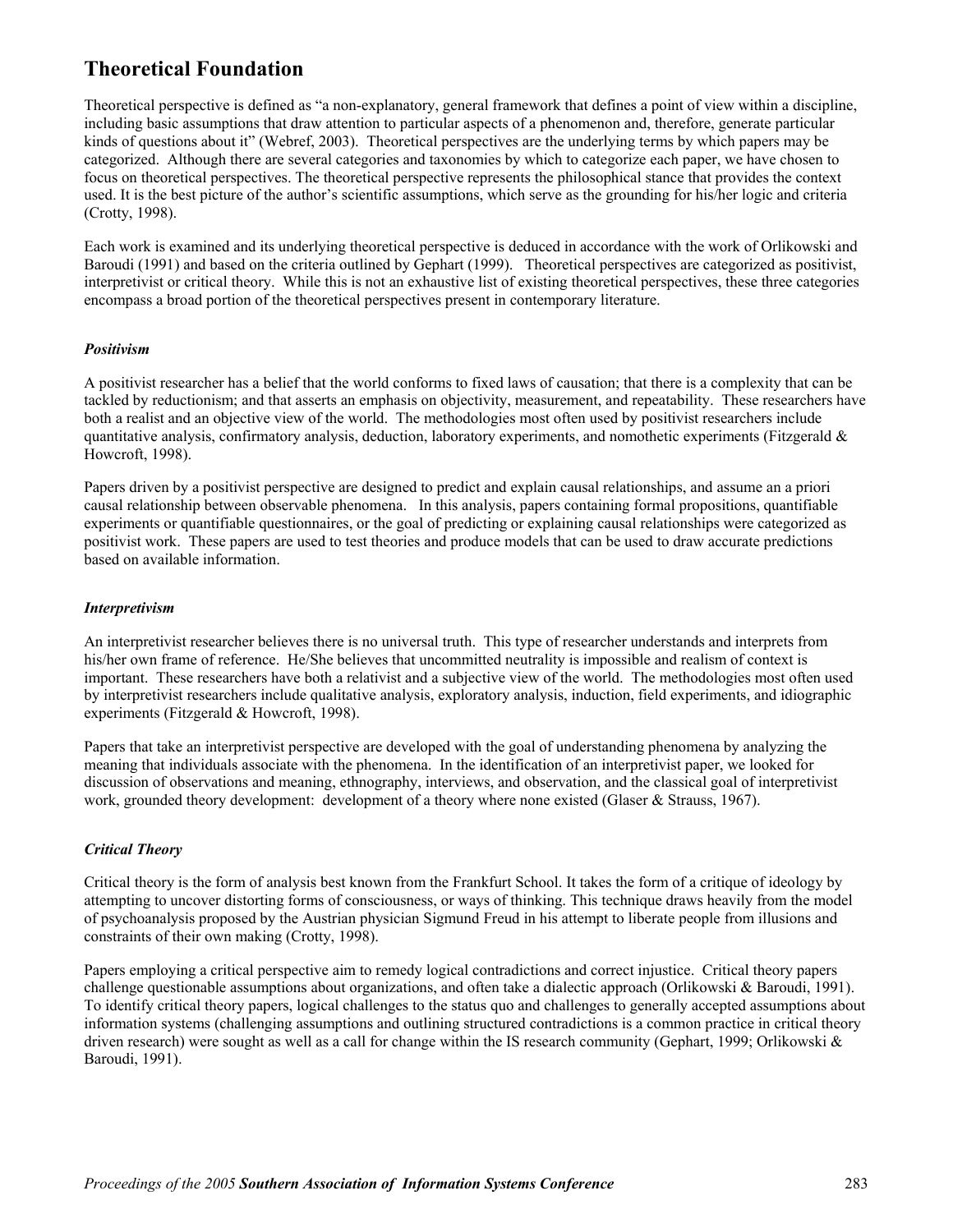## Theoretical Foundation

Theoretical perspective is defined as "a non-explanatory, general framework that defines a point of view within a discipline, including basic assumptions that draw attention to particular aspects of a phenomenon and, therefore, generate particular kinds of questions about it" (Webref, 2003). Theoretical perspectives are the underlying terms by which papers may be categorized. Although there are several categories and taxonomies by which to categorize each paper, we have chosen to focus on theoretical perspectives. The theoretical perspective represents the philosophical stance that provides the context used. It is the best picture of the author's scientific assumptions, which serve as the grounding for his/her logic and criteria (Crotty, 1998).

Each work is examined and its underlying theoretical perspective is deduced in accordance with the work of Orlikowski and Baroudi (1991) and based on the criteria outlined by Gephart (1999). Theoretical perspectives are categorized as positivist, interpretivist or critical theory. While this is not an exhaustive list of existing theoretical perspectives, these three categories encompass a broad portion of the theoretical perspectives present in contemporary literature.

### *Positivism*

A positivist researcher has a belief that the world conforms to fixed laws of causation; that there is a complexity that can be tackled by reductionism; and that asserts an emphasis on objectivity, measurement, and repeatability. These researchers have both a realist and an objective view of the world. The methodologies most often used by positivist researchers include quantitative analysis, confirmatory analysis, deduction, laboratory experiments, and nomothetic experiments (Fitzgerald & Howcroft, 1998).

Papers driven by a positivist perspective are designed to predict and explain causal relationships, and assume an a priori causal relationship between observable phenomena. In this analysis, papers containing formal propositions, quantifiable experiments or quantifiable questionnaires, or the goal of predicting or explaining causal relationships were categorized as positivist work. These papers are used to test theories and produce models that can be used to draw accurate predictions based on available information.

### *Interpretivism*

An interpretivist researcher believes there is no universal truth. This type of researcher understands and interprets from his/her own frame of reference. He/She believes that uncommitted neutrality is impossible and realism of context is important. These researchers have both a relativist and a subjective view of the world. The methodologies most often used by interpretivist researchers include qualitative analysis, exploratory analysis, induction, field experiments, and idiographic experiments (Fitzgerald & Howcroft, 1998).

Papers that take an interpretivist perspective are developed with the goal of understanding phenomena by analyzing the meaning that individuals associate with the phenomena. In the identification of an interpretivist paper, we looked for discussion of observations and meaning, ethnography, interviews, and observation, and the classical goal of interpretivist work, grounded theory development: development of a theory where none existed (Glaser & Strauss, 1967).

### *Critical Theory*

Critical theory is the form of analysis best known from the Frankfurt School. It takes the form of a critique of ideology by attempting to uncover distorting forms of consciousness, or ways of thinking. This technique draws heavily from the model of psychoanalysis proposed by the Austrian physician Sigmund Freud in his attempt to liberate people from illusions and constraints of their own making (Crotty, 1998).

Papers employing a critical perspective aim to remedy logical contradictions and correct injustice. Critical theory papers challenge questionable assumptions about organizations, and often take a dialectic approach (Orlikowski & Baroudi, 1991). To identify critical theory papers, logical challenges to the status quo and challenges to generally accepted assumptions about information systems (challenging assumptions and outlining structured contradictions is a common practice in critical theory driven research) were sought as well as a call for change within the IS research community (Gephart, 1999; Orlikowski & Baroudi, 1991).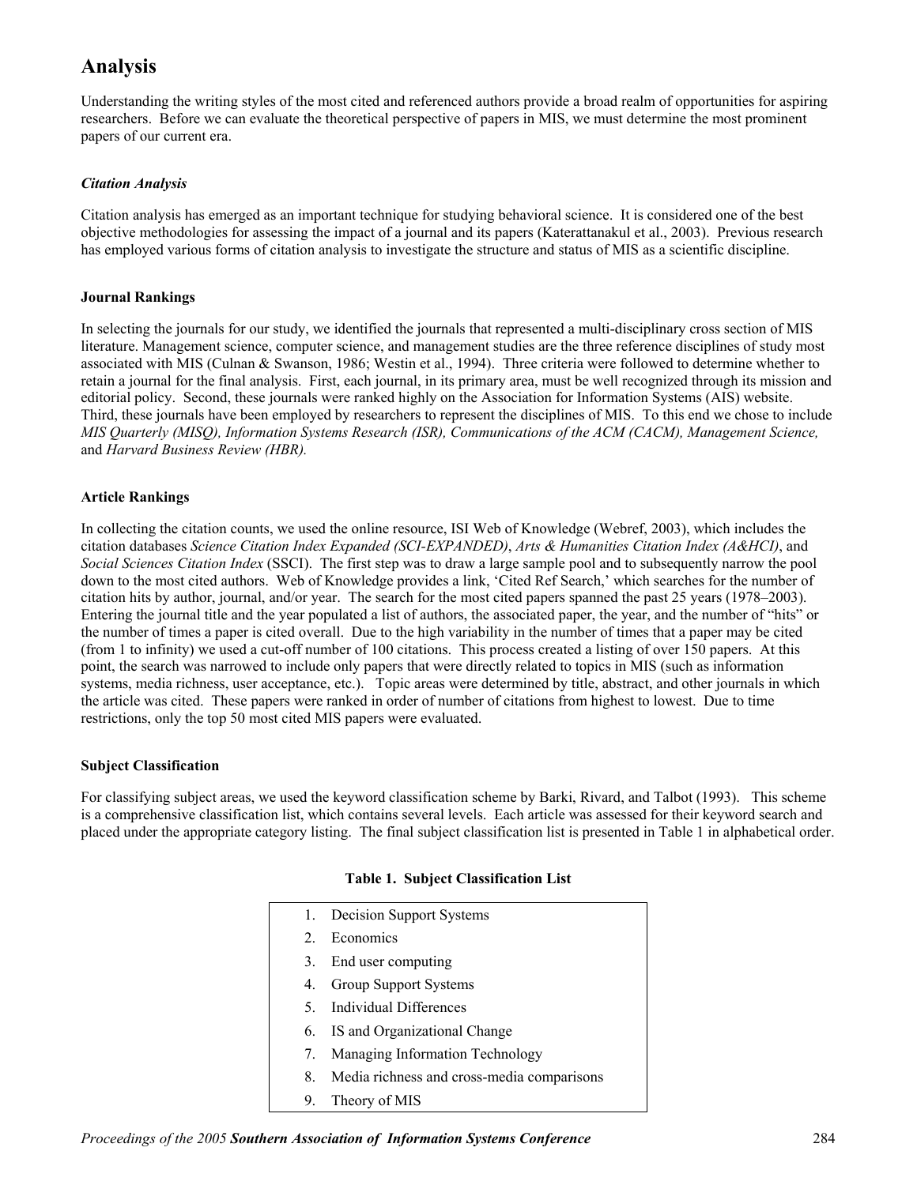# Analysis

Understanding the writing styles of the most cited and referenced authors provide a broad realm of opportunities for aspiring researchers. Before we can evaluate the theoretical perspective of papers in MIS, we must determine the most prominent papers of our current era.

### *Citation Analysis*

Citation analysis has emerged as an important technique for studying behavioral science. It is considered one of the best objective methodologies for assessing the impact of a journal and its papers (Katerattanakul et al., 2003). Previous research has employed various forms of citation analysis to investigate the structure and status of MIS as a scientific discipline.

### Journal Rankings

In selecting the journals for our study, we identified the journals that represented a multi-disciplinary cross section of MIS literature. Management science, computer science, and management studies are the three reference disciplines of study most associated with MIS (Culnan & Swanson, 1986; Westin et al., 1994). Three criteria were followed to determine whether to retain a journal for the final analysis. First, each journal, in its primary area, must be well recognized through its mission and editorial policy. Second, these journals were ranked highly on the Association for Information Systems (AIS) website. Third, these journals have been employed by researchers to represent the disciplines of MIS. To this end we chose to include *MIS Quarterly (MISQ), Information Systems Research (ISR), Communications of the ACM (CACM), Management Science,* and *Harvard Business Review (HBR).*

### Article Rankings

In collecting the citation counts, we used the online resource, ISI Web of Knowledge (Webref, 2003), which includes the citation databases *Science Citation Index Expanded (SCI-EXPANDED)*, *Arts & Humanities Citation Index (A&HCI)*, and *Social Sciences Citation Index* (SSCI). The first step was to draw a large sample pool and to subsequently narrow the pool down to the most cited authors. Web of Knowledge provides a link, 'Cited Ref Search,' which searches for the number of citation hits by author, journal, and/or year. The search for the most cited papers spanned the past 25 years (1978–2003). Entering the journal title and the year populated a list of authors, the associated paper, the year, and the number of "hits" or the number of times a paper is cited overall. Due to the high variability in the number of times that a paper may be cited (from 1 to infinity) we used a cut-off number of 100 citations. This process created a listing of over 150 papers. At this point, the search was narrowed to include only papers that were directly related to topics in MIS (such as information systems, media richness, user acceptance, etc.). Topic areas were determined by title, abstract, and other journals in which the article was cited. These papers were ranked in order of number of citations from highest to lowest. Due to time restrictions, only the top 50 most cited MIS papers were evaluated.

### Subject Classification

For classifying subject areas, we used the keyword classification scheme by Barki, Rivard, and Talbot (1993). This scheme is a comprehensive classification list, which contains several levels. Each article was assessed for their keyword search and placed under the appropriate category listing. The final subject classification list is presented in Table 1 in alphabetical order.

**Table 1. Subject Classification List**

1. Decision Support Systems
2. Economics
3. End user computing
4. Group Support Systems
5. Individual Differences
6. IS and Organizational Change
7. Managing Information Technology
8. Media richness and cross-media comparisons
9. Theory of MIS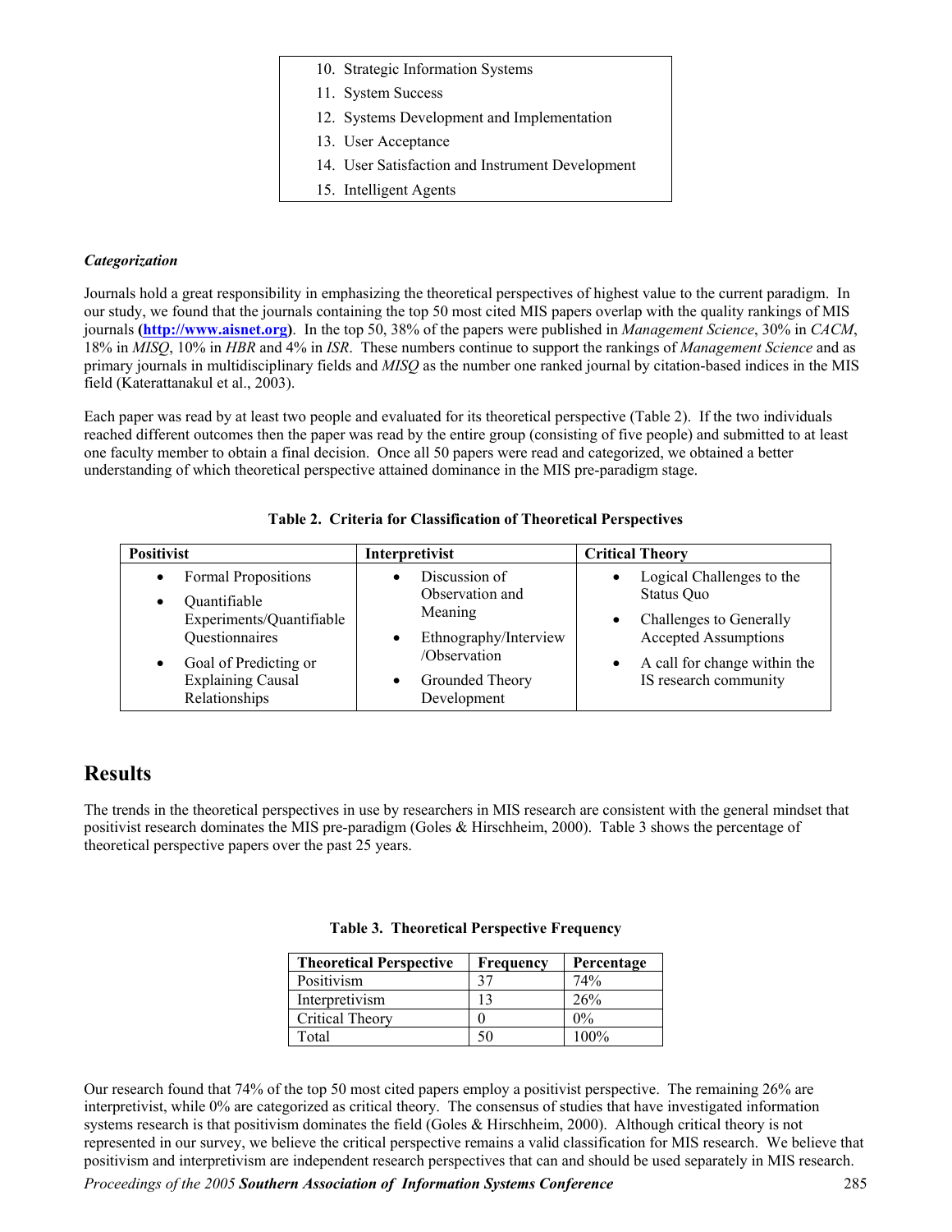10. Strategic Information Systems
11. System Success
12. Systems Development and Implementation
13. User Acceptance
14. User Satisfaction and Instrument Development
15. Intelligent Agents

### *Categorization*

Journals hold a great responsibility in emphasizing the theoretical perspectives of highest value to the current paradigm. In our study, we found that the journals containing the top 50 most cited MIS papers overlap with the quality rankings of MIS journals **(http://www.aisnet.org)**. In the top 50, 38% of the papers were published in *Management Science*, 30% in *CACM*, 18% in *MISQ*, 10% in *HBR* and 4% in *ISR*. These numbers continue to support the rankings of *Management Science* and as primary journals in multidisciplinary fields and *MISQ* as the number one ranked journal by citation-based indices in the MIS field (Katerattanakul et al., 2003).

Each paper was read by at least two people and evaluated for its theoretical perspective (Table 2). If the two individuals reached different outcomes then the paper was read by the entire group (consisting of five people) and submitted to at least one faculty member to obtain a final decision. Once all 50 papers were read and categorized, we obtained a better understanding of which theoretical perspective attained dominance in the MIS pre-paradigm stage.

**Table 2. Criteria for Classification of Theoretical Perspectives**

| Positivist | Interpretivist | Critical Theory |
|---|---|---|
| • Formal Propositions<br>• Quantifiable Experiments/Quantifiable Questionnaires<br>• Goal of Predicting or Explaining Causal Relationships | • Discussion of Observation and Meaning<br>• Ethnography/Interview /Observation<br>• Grounded Theory Development | • Logical Challenges to the Status Quo<br>• Challenges to Generally Accepted Assumptions<br>• A call for change within the IS research community |

## Results

The trends in the theoretical perspectives in use by researchers in MIS research are consistent with the general mindset that positivist research dominates the MIS pre-paradigm (Goles & Hirschheim, 2000). Table 3 shows the percentage of theoretical perspective papers over the past 25 years.

**Table 3. Theoretical Perspective Frequency**

| Theoretical Perspective | Frequency | Percentage |
|---|---|---|
| Positivism | 37 | 74% |
| Interpretivism | 13 | 26% |
| Critical Theory | 0 | 0% |
| Total | 50 | 100% |

Our research found that 74% of the top 50 most cited papers employ a positivist perspective. The remaining 26% are interpretivist, while 0% are categorized as critical theory. The consensus of studies that have investigated information systems research is that positivism dominates the field (Goles & Hirschheim, 2000). Although critical theory is not represented in our survey, we believe the critical perspective remains a valid classification for MIS research. We believe that positivism and interpretivism are independent research perspectives that can and should be used separately in MIS research.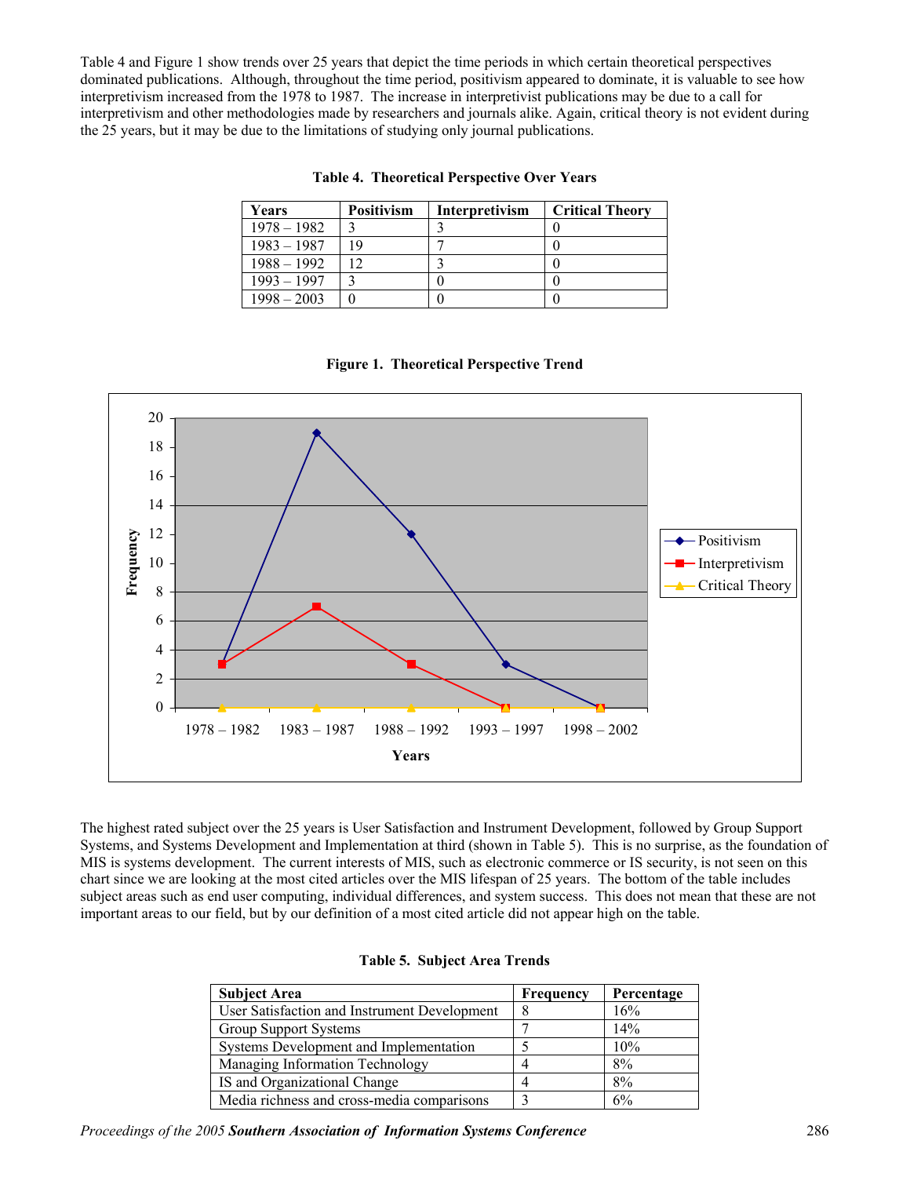Table 4 and Figure 1 show trends over 25 years that depict the time periods in which certain theoretical perspectives dominated publications. Although, throughout the time period, positivism appeared to dominate, it is valuable to see how interpretivism increased from the 1978 to 1987. The increase in interpretivist publications may be due to a call for interpretivism and other methodologies made by researchers and journals alike. Again, critical theory is not evident during the 25 years, but it may be due to the limitations of studying only journal publications.

**Table 4. Theoretical Perspective Over Years**

| Years | Positivism | Interpretivism | Critical Theory |
|---|---|---|---|
| 1978 – 1982 | 3 | 3 | 0 |
| 1983 – 1987 | 19 | 7 | 0 |
| 1988 – 1992 | 12 | 3 | 0 |
| 1993 – 1997 | 3 | 0 | 0 |
| 1998 – 2003 | 0 | 0 | 0 |

**Figure 1. Theoretical Perspective Trend**

The highest rated subject over the 25 years is User Satisfaction and Instrument Development, followed by Group Support Systems, and Systems Development and Implementation at third (shown in Table 5). This is no surprise, as the foundation of MIS is systems development. The current interests of MIS, such as electronic commerce or IS security, is not seen on this chart since we are looking at the most cited articles over the MIS lifespan of 25 years. The bottom of the table includes subject areas such as end user computing, individual differences, and system success. This does not mean that these are not important areas to our field, but by our definition of a most cited article did not appear high on the table.

**Table 5. Subject Area Trends**

| Subject Area | Frequency | Percentage |
|---|---|---|
| User Satisfaction and Instrument Development | 8 | 16% |
| Group Support Systems | 7 | 14% |
| Systems Development and Implementation | 5 | 10% |
| Managing Information Technology | 4 | 8% |
| IS and Organizational Change | 4 | 8% |
| Media richness and cross-media comparisons | 3 | 6% |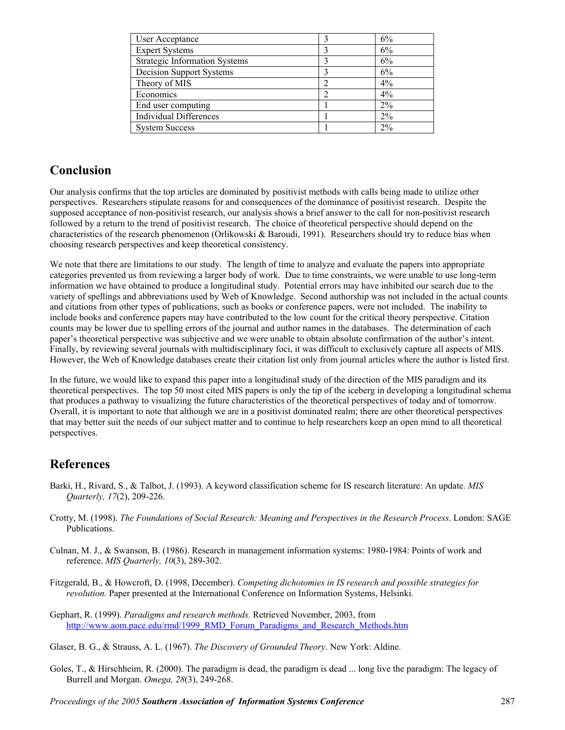| User Acceptance | 3 | 6% |
|---|---|---|
| Expert Systems | 3 | 6% |
| Strategic Information Systems | 3 | 6% |
| Decision Support Systems | 3 | 6% |
| Theory of MIS | 2 | 4% |
| Economics | 2 | 4% |
| End user computing | 1 | 2% |
| Individual Differences | 1 | 2% |
| System Success | 1 | 2% |

## Conclusion

Our analysis confirms that the top articles are dominated by positivist methods with calls being made to utilize other perspectives. Researchers stipulate reasons for and consequences of the dominance of positivist research. Despite the supposed acceptance of non-positivist research, our analysis shows a brief answer to the call for non-positivist research followed by a return to the trend of positivist research. The choice of theoretical perspective should depend on the characteristics of the research phenomenon (Orlikowski & Baroudi, 1991). Researchers should try to reduce bias when choosing research perspectives and keep theoretical consistency.

We note that there are limitations to our study. The length of time to analyze and evaluate the papers into appropriate categories prevented us from reviewing a larger body of work. Due to time constraints, we were unable to use long-term information we have obtained to produce a longitudinal study. Potential errors may have inhibited our search due to the variety of spellings and abbreviations used by Web of Knowledge. Second authorship was not included in the actual counts and citations from other types of publications, such as books or conference papers, were not included. The inability to include books and conference papers may have contributed to the low count for the critical theory perspective. Citation counts may be lower due to spelling errors of the journal and author names in the databases. The determination of each paper's theoretical perspective was subjective and we were unable to obtain absolute confirmation of the author's intent. Finally, by reviewing several journals with multidisciplinary foci, it was difficult to exclusively capture all aspects of MIS. However, the Web of Knowledge databases create their citation list only from journal articles where the author is listed first.

In the future, we would like to expand this paper into a longitudinal study of the direction of the MIS paradigm and its theoretical perspectives. The top 50 most cited MIS papers is only the tip of the iceberg in developing a longitudinal schema that produces a pathway to visualizing the future characteristics of the theoretical perspectives of today and of tomorrow. Overall, it is important to note that although we are in a positivist dominated realm; there are other theoretical perspectives that may better suit the needs of our subject matter and to continue to help researchers keep an open mind to all theoretical perspectives.

## References

Barki, H., Rivard, S., & Talbot, J. (1993). A keyword classification scheme for IS research literature: An update. *MIS Quarterly, 17*(2), 209-226.

Crotty, M. (1998). *The Foundations of Social Research: Meaning and Perspectives in the Research Process*. London: SAGE Publications.

Culnan, M. J., & Swanson, B. (1986). Research in management information systems: 1980-1984: Points of work and reference. *MIS Quarterly, 10*(3), 289-302.

Fitzgerald, B., & Howcroft, D. (1998, December). *Competing dichotomies in IS research and possible strategies for revolution.* Paper presented at the International Conference on Information Systems, Helsinki.

Gephart, R. (1999). *Paradigms and research methods*. Retrieved November, 2003, from http://www.aom.pace.edu/rmd/1999_RMD_Forum_Paradigms_and_Research_Methods.htm

Glaser, B. G., & Strauss, A. L. (1967). *The Discovery of Grounded Theory*. New York: Aldine.

Goles, T., & Hirschheim, R. (2000). The paradigm is dead, the paradigm is dead ... long live the paradigm: The legacy of Burrell and Morgan. *Omega, 28*(3), 249-268.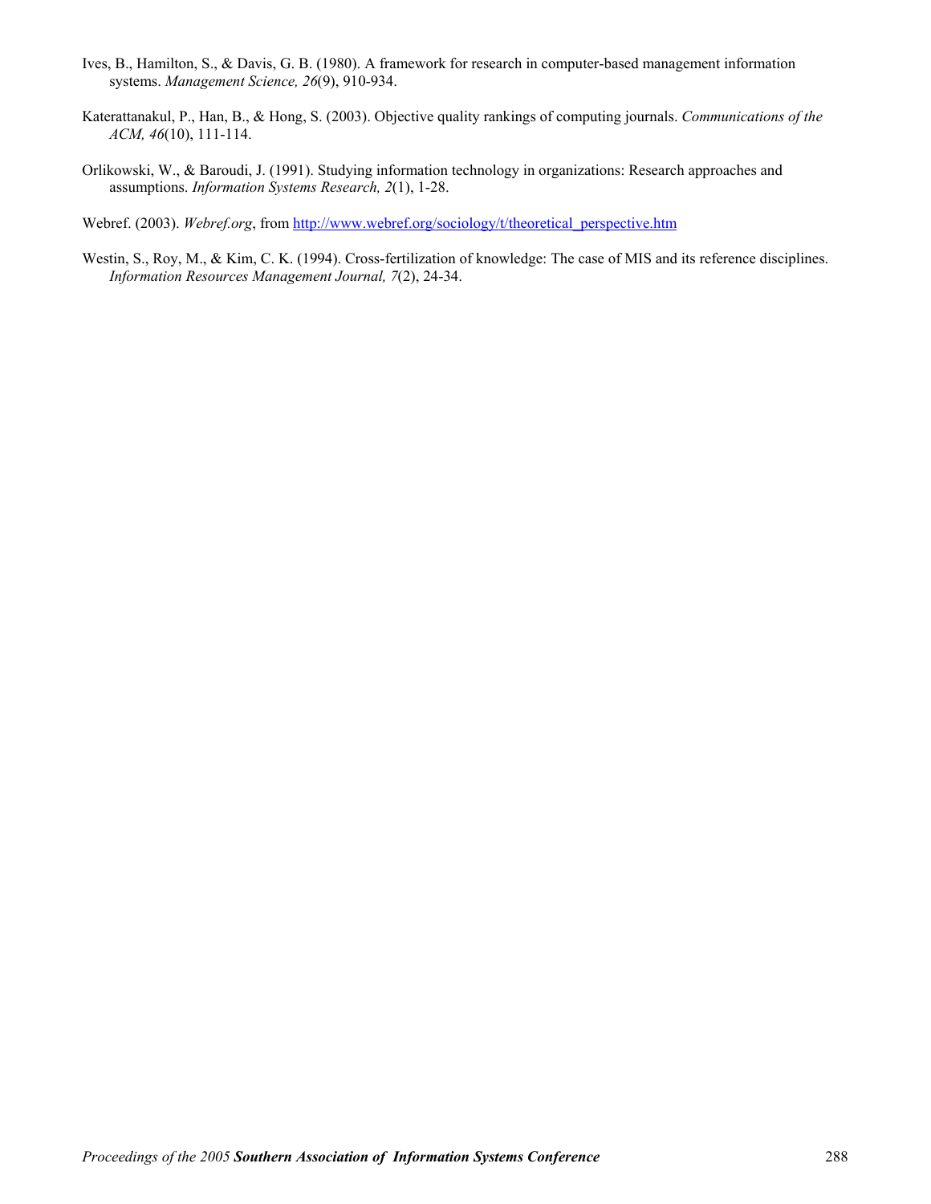Ives, B., Hamilton, S., & Davis, G. B. (1980). A framework for research in computer-based management information systems. *Management Science, 26*(9), 910-934.

Katerattanakul, P., Han, B., & Hong, S. (2003). Objective quality rankings of computing journals. *Communications of the ACM, 46*(10), 111-114.

Orlikowski, W., & Baroudi, J. (1991). Studying information technology in organizations: Research approaches and assumptions. *Information Systems Research, 2*(1), 1-28.

Webref. (2003). *Webref.org*, from http://www.webref.org/sociology/t/theoretical_perspective.htm

Westin, S., Roy, M., & Kim, C. K. (1994). Cross-fertilization of knowledge: The case of MIS and its reference disciplines. *Information Resources Management Journal, 7*(2), 24-34.